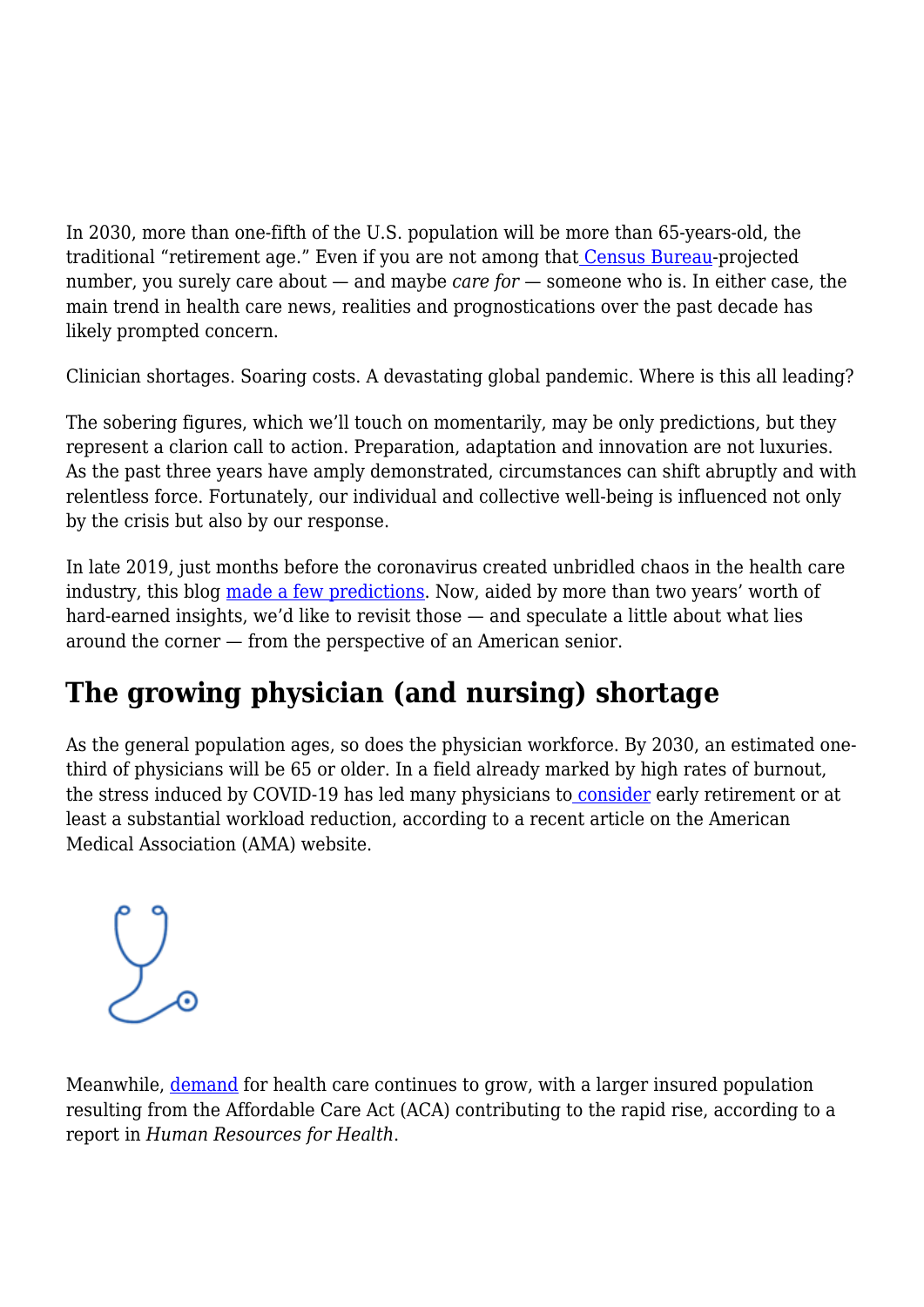In 2030, more than one-fifth of the U.S. population will be more than 65-years-old, the traditional "retirement age." Even if you are not among that Census Bureau-projected number, you surely care about — and maybe *care for* — someone who is. In either case, the main trend in health care news, realities and prognostications over the past decade has likely prompted concern.

Clinician shortages. Soaring costs. A devastating global pandemic. Where is this all leading?

The sobering figures, which we'll touch on momentarily, may be only predictions, but they represent a clarion call to action. Preparation, adaptation and innovation are not luxuries. As the past three years have amply demonstrated, circumstances can shift abruptly and with relentless force. Fortunately, our individual and collective well-being is influenced not only by the crisis but also by our response.

In late 2019, just months before the coronavirus created unbridled chaos in the health care industry, this blog made a few predictions. Now, aided by more than two years' worth of hard-earned insights, we'd like to revisit those — and speculate a little about what lies around the corner — from the perspective of an American senior.

## The growing physician (and nursing) shortage

As the general population ages, so does the physician workforce. By 2030, an estimated one-third of physicians will be 65 or older. In a field already marked by high rates of burnout, the stress induced by COVID-19 has led many physicians to consider early retirement or at least a substantial workload reduction, according to a recent article on the American Medical Association (AMA) website.

Meanwhile, demand for health care continues to grow, with a larger insured population resulting from the Affordable Care Act (ACA) contributing to the rapid rise, according to a report in *Human Resources for Health*.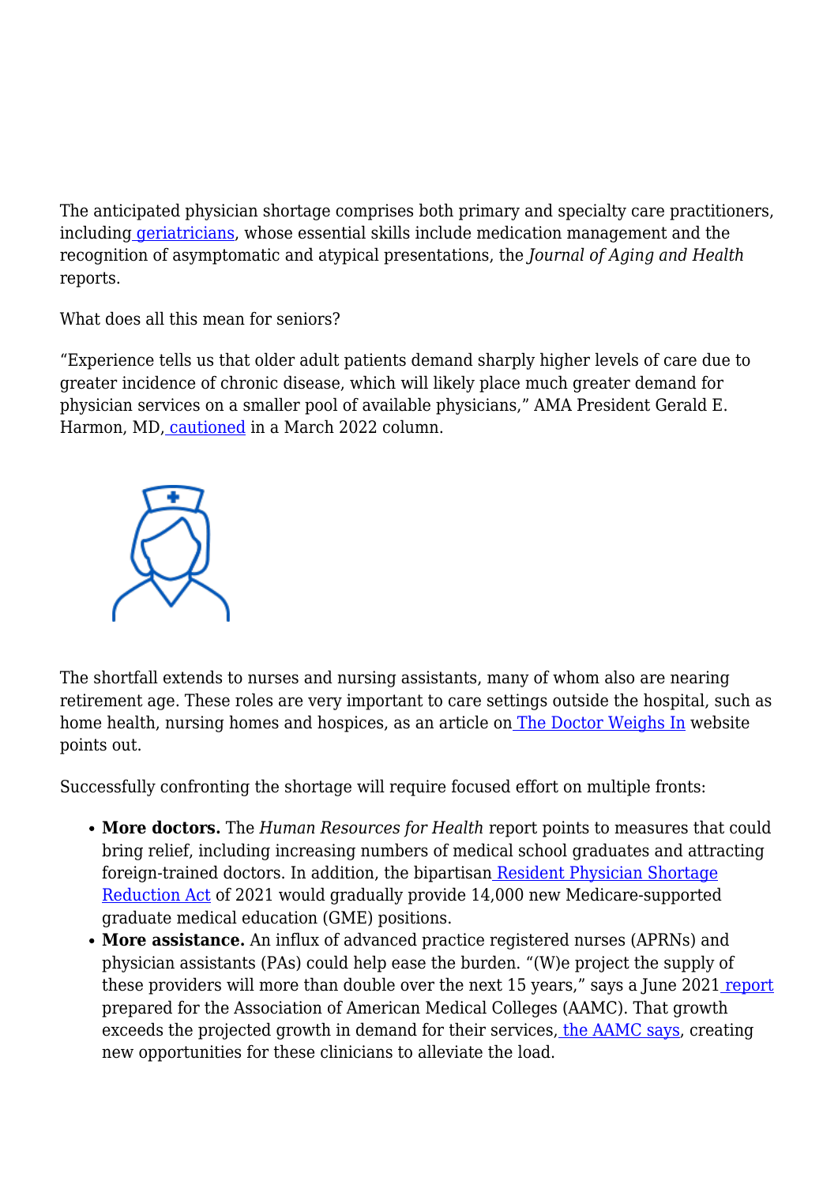The anticipated physician shortage comprises both primary and specialty care practitioners, including geriatricians, whose essential skills include medication management and the recognition of asymptomatic and atypical presentations, the *Journal of Aging and Health* reports.

What does all this mean for seniors?

"Experience tells us that older adult patients demand sharply higher levels of care due to greater incidence of chronic disease, which will likely place much greater demand for physician services on a smaller pool of available physicians," AMA President Gerald E. Harmon, MD, cautioned in a March 2022 column.

The shortfall extends to nurses and nursing assistants, many of whom also are nearing retirement age. These roles are very important to care settings outside the hospital, such as home health, nursing homes and hospices, as an article on The Doctor Weighs In website points out.

Successfully confronting the shortage will require focused effort on multiple fronts:

- **More doctors.** The *Human Resources for Health* report points to measures that could bring relief, including increasing numbers of medical school graduates and attracting foreign-trained doctors. In addition, the bipartisan Resident Physician Shortage Reduction Act of 2021 would gradually provide 14,000 new Medicare-supported graduate medical education (GME) positions.
- **More assistance.** An influx of advanced practice registered nurses (APRNs) and physician assistants (PAs) could help ease the burden. "(W)e project the supply of these providers will more than double over the next 15 years," says a June 2021 report prepared for the Association of American Medical Colleges (AAMC). That growth exceeds the projected growth in demand for their services, the AAMC says, creating new opportunities for these clinicians to alleviate the load.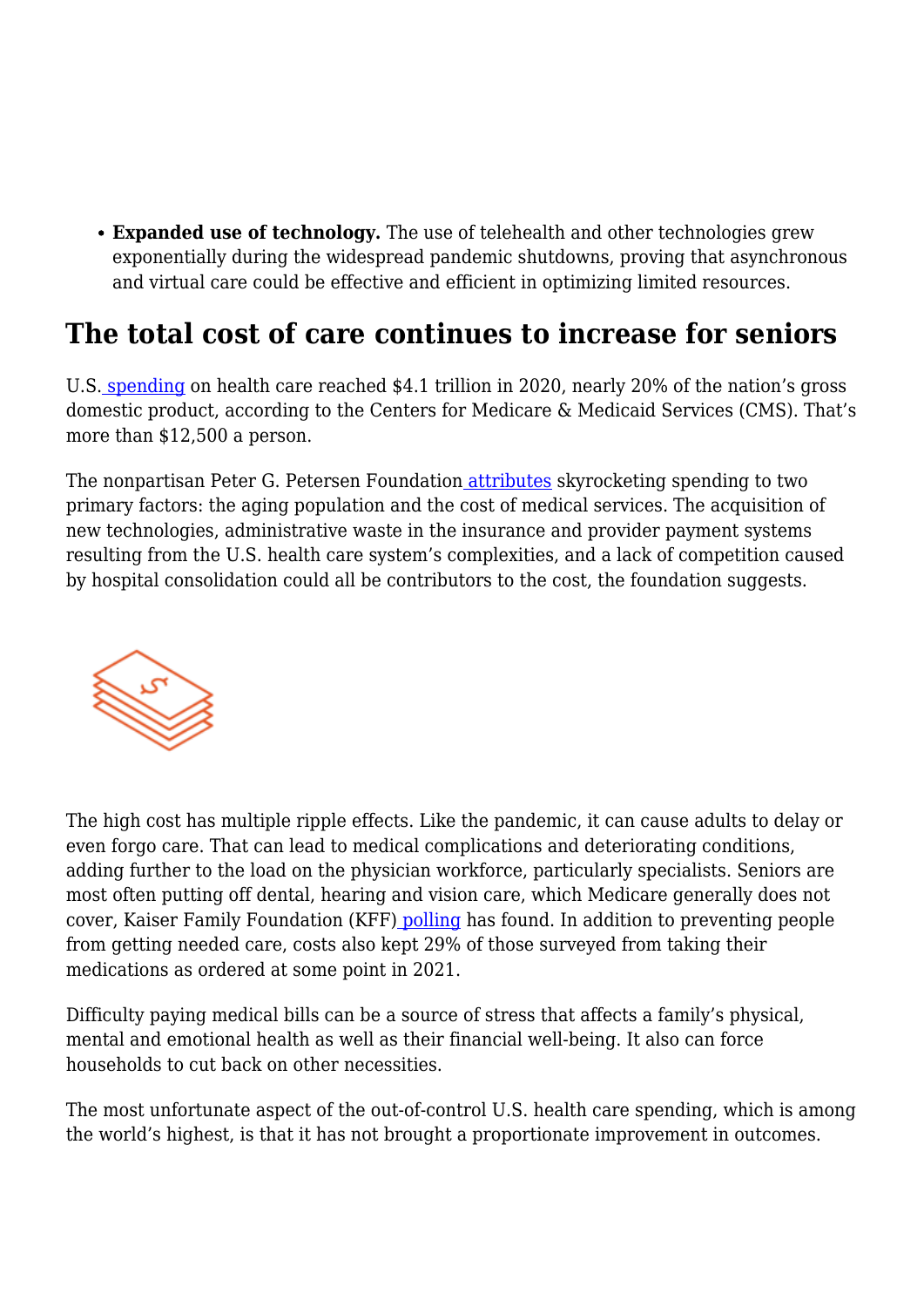- **Expanded use of technology.** The use of telehealth and other technologies grew exponentially during the widespread pandemic shutdowns, proving that asynchronous and virtual care could be effective and efficient in optimizing limited resources.

## The total cost of care continues to increase for seniors

U.S. spending on health care reached $4.1 trillion in 2020, nearly 20% of the nation's gross domestic product, according to the Centers for Medicare & Medicaid Services (CMS). That's more than $12,500 a person.

The nonpartisan Peter G. Petersen Foundation attributes skyrocketing spending to two primary factors: the aging population and the cost of medical services. The acquisition of new technologies, administrative waste in the insurance and provider payment systems resulting from the U.S. health care system's complexities, and a lack of competition caused by hospital consolidation could all be contributors to the cost, the foundation suggests.

The high cost has multiple ripple effects. Like the pandemic, it can cause adults to delay or even forgo care. That can lead to medical complications and deteriorating conditions, adding further to the load on the physician workforce, particularly specialists. Seniors are most often putting off dental, hearing and vision care, which Medicare generally does not cover, Kaiser Family Foundation (KFF) polling has found. In addition to preventing people from getting needed care, costs also kept 29% of those surveyed from taking their medications as ordered at some point in 2021.

Difficulty paying medical bills can be a source of stress that affects a family's physical, mental and emotional health as well as their financial well-being. It also can force households to cut back on other necessities.

The most unfortunate aspect of the out-of-control U.S. health care spending, which is among the world's highest, is that it has not brought a proportionate improvement in outcomes.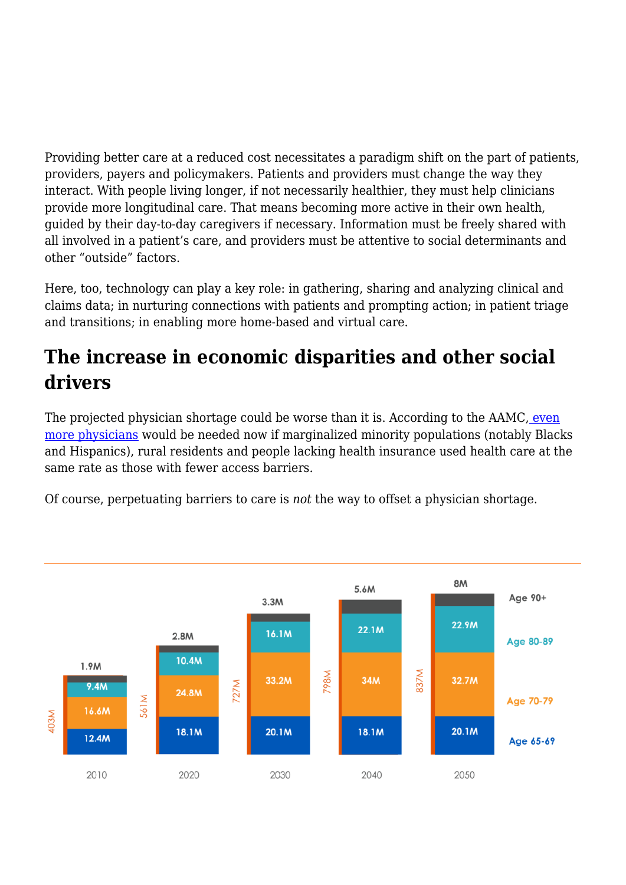Providing better care at a reduced cost necessitates a paradigm shift on the part of patients, providers, payers and policymakers. Patients and providers must change the way they interact. With people living longer, if not necessarily healthier, they must help clinicians provide more longitudinal care. That means becoming more active in their own health, guided by their day-to-day caregivers if necessary. Information must be freely shared with all involved in a patient's care, and providers must be attentive to social determinants and other "outside" factors.

Here, too, technology can play a key role: in gathering, sharing and analyzing clinical and claims data; in nurturing connections with patients and prompting action; in patient triage and transitions; in enabling more home-based and virtual care.

## The increase in economic disparities and other social drivers

The projected physician shortage could be worse than it is. According to the AAMC, even more physicians would be needed now if marginalized minority populations (notably Blacks and Hispanics), rural residents and people lacking health insurance used health care at the same rate as those with fewer access barriers.

Of course, perpetuating barriers to care is *not* the way to offset a physician shortage.

| | 2010 | 2020 | 2030 | 2040 | 2050 |
|---|---|---|---|---|---|
| Age 90+ | 1.9M | 2.8M | 3.3M | 5.6M | 8M |
| Age 80-89 | 9.4M | 10.4M | 16.1M | 22.1M | 22.9M |
| Age 70-79 | 16.6M | 24.8M | 33.2M | 34M | 32.7M |
| Age 65-69 | 12.4M | 18.1M | 20.1M | 18.1M | 20.1M |
| | 403M | 561M | 727M | 798M | 837M |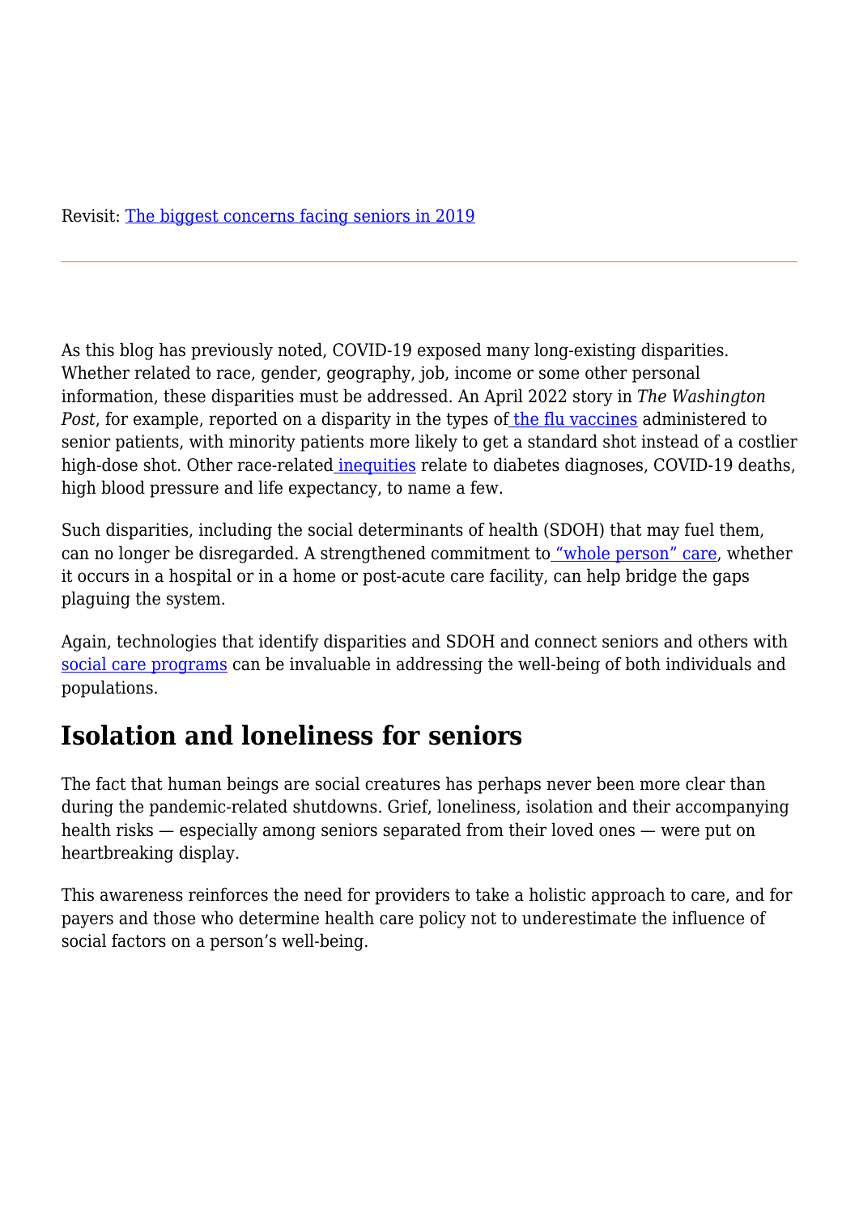Revisit: [The biggest concerns facing seniors in 2019]

---

As this blog has previously noted, COVID-19 exposed many long-existing disparities. Whether related to race, gender, geography, job, income or some other personal information, these disparities must be addressed. An April 2022 story in *The Washington Post*, for example, reported on a disparity in the types of the flu vaccines administered to senior patients, with minority patients more likely to get a standard shot instead of a costlier high-dose shot. Other race-related inequities relate to diabetes diagnoses, COVID-19 deaths, high blood pressure and life expectancy, to name a few.

Such disparities, including the social determinants of health (SDOH) that may fuel them, can no longer be disregarded. A strengthened commitment to "whole person" care, whether it occurs in a hospital or in a home or post-acute care facility, can help bridge the gaps plaguing the system.

Again, technologies that identify disparities and SDOH and connect seniors and others with social care programs can be invaluable in addressing the well-being of both individuals and populations.

## Isolation and loneliness for seniors

The fact that human beings are social creatures has perhaps never been more clear than during the pandemic-related shutdowns. Grief, loneliness, isolation and their accompanying health risks — especially among seniors separated from their loved ones — were put on heartbreaking display.

This awareness reinforces the need for providers to take a holistic approach to care, and for payers and those who determine health care policy not to underestimate the influence of social factors on a person's well-being.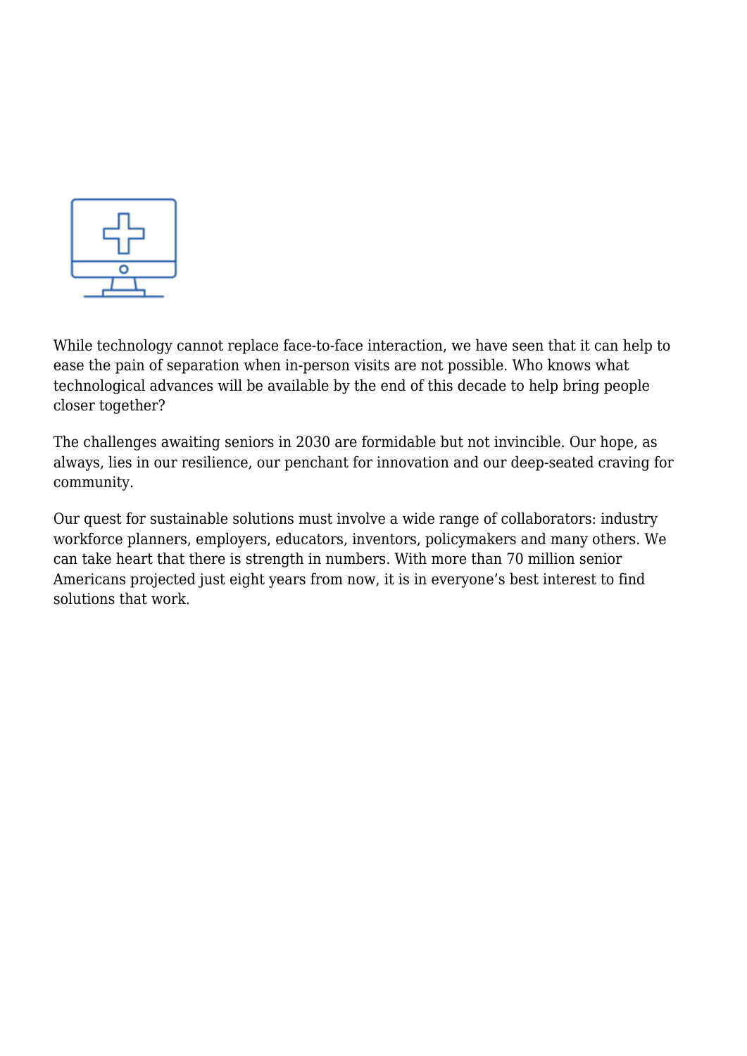While technology cannot replace face-to-face interaction, we have seen that it can help to ease the pain of separation when in-person visits are not possible. Who knows what technological advances will be available by the end of this decade to help bring people closer together?

The challenges awaiting seniors in 2030 are formidable but not invincible. Our hope, as always, lies in our resilience, our penchant for innovation and our deep-seated craving for community.

Our quest for sustainable solutions must involve a wide range of collaborators: industry workforce planners, employers, educators, inventors, policymakers and many others. We can take heart that there is strength in numbers. With more than 70 million senior Americans projected just eight years from now, it is in everyone's best interest to find solutions that work.